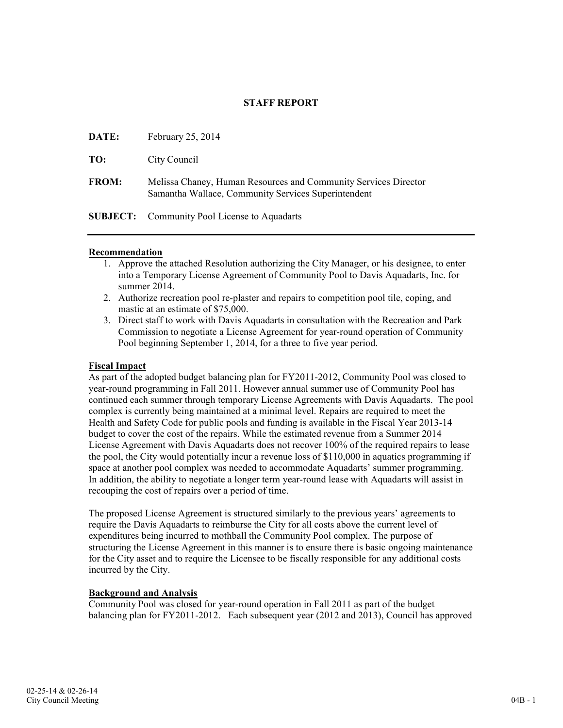# STAFF REPORT

**DATE:** February 25, 2014

**TO:** City Council

**FROM:** Melissa Chaney, Human Resources and Community Services Director
Samantha Wallace, Community Services Superintendent

**SUBJECT:** Community Pool License to Aquadarts

---

## Recommendation

1. Approve the attached Resolution authorizing the City Manager, or his designee, to enter into a Temporary License Agreement of Community Pool to Davis Aquadarts, Inc. for summer 2014.
2. Authorize recreation pool re-plaster and repairs to competition pool tile, coping, and mastic at an estimate of $75,000.
3. Direct staff to work with Davis Aquadarts in consultation with the Recreation and Park Commission to negotiate a License Agreement for year-round operation of Community Pool beginning September 1, 2014, for a three to five year period.

## Fiscal Impact

As part of the adopted budget balancing plan for FY2011-2012, Community Pool was closed to year-round programming in Fall 2011. However annual summer use of Community Pool has continued each summer through temporary License Agreements with Davis Aquadarts. The pool complex is currently being maintained at a minimal level. Repairs are required to meet the Health and Safety Code for public pools and funding is available in the Fiscal Year 2013-14 budget to cover the cost of the repairs. While the estimated revenue from a Summer 2014 License Agreement with Davis Aquadarts does not recover 100% of the required repairs to lease the pool, the City would potentially incur a revenue loss of $110,000 in aquatics programming if space at another pool complex was needed to accommodate Aquadarts' summer programming. In addition, the ability to negotiate a longer term year-round lease with Aquadarts will assist in recouping the cost of repairs over a period of time.

The proposed License Agreement is structured similarly to the previous years' agreements to require the Davis Aquadarts to reimburse the City for all costs above the current level of expenditures being incurred to mothball the Community Pool complex. The purpose of structuring the License Agreement in this manner is to ensure there is basic ongoing maintenance for the City asset and to require the Licensee to be fiscally responsible for any additional costs incurred by the City.

## Background and Analysis

Community Pool was closed for year-round operation in Fall 2011 as part of the budget balancing plan for FY2011-2012. Each subsequent year (2012 and 2013), Council has approved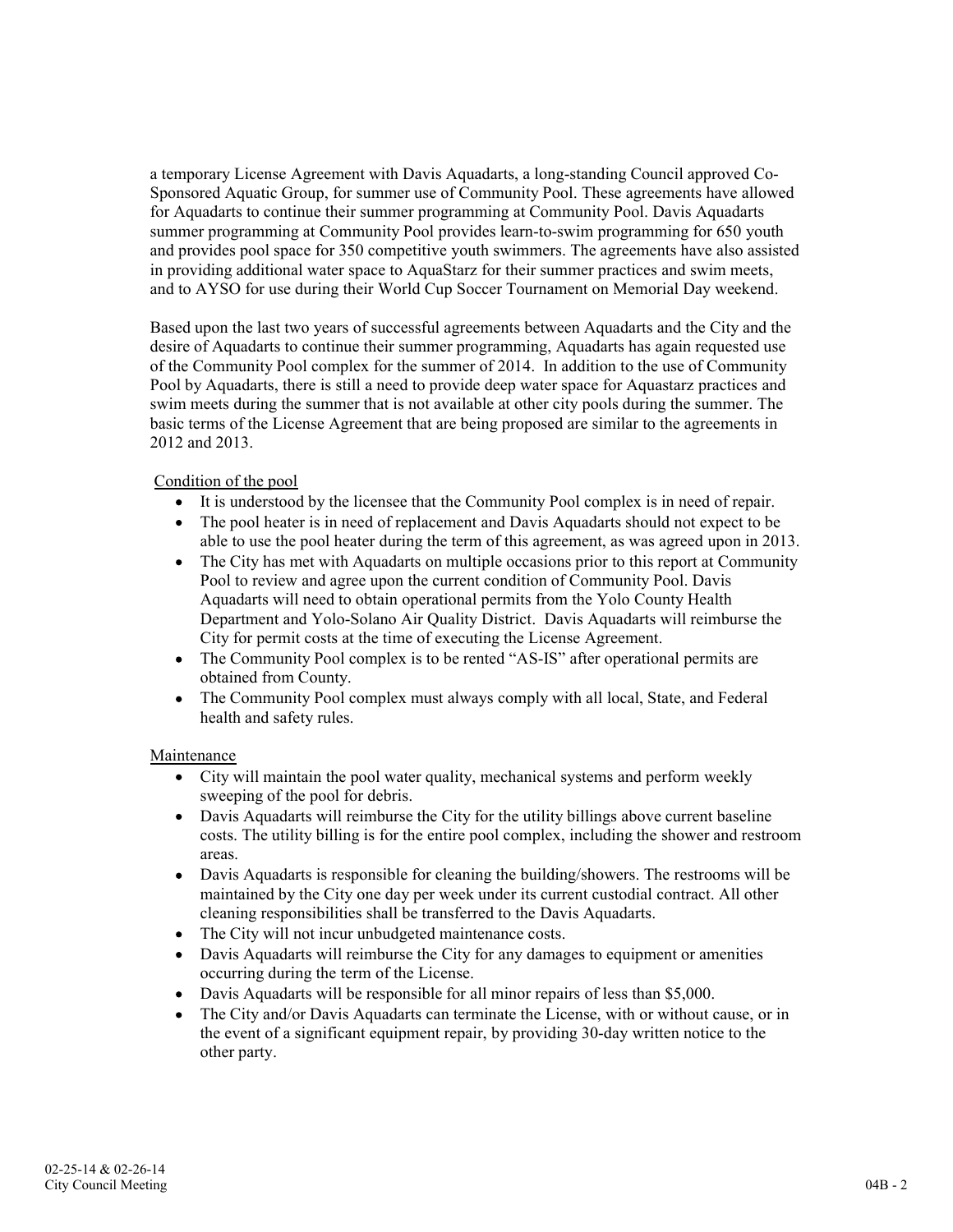a temporary License Agreement with Davis Aquadarts, a long-standing Council approved Co-Sponsored Aquatic Group, for summer use of Community Pool. These agreements have allowed for Aquadarts to continue their summer programming at Community Pool. Davis Aquadarts summer programming at Community Pool provides learn-to-swim programming for 650 youth and provides pool space for 350 competitive youth swimmers. The agreements have also assisted in providing additional water space to AquaStarz for their summer practices and swim meets, and to AYSO for use during their World Cup Soccer Tournament on Memorial Day weekend.

Based upon the last two years of successful agreements between Aquadarts and the City and the desire of Aquadarts to continue their summer programming, Aquadarts has again requested use of the Community Pool complex for the summer of 2014. In addition to the use of Community Pool by Aquadarts, there is still a need to provide deep water space for Aquastarz practices and swim meets during the summer that is not available at other city pools during the summer. The basic terms of the License Agreement that are being proposed are similar to the agreements in 2012 and 2013.

<u>Condition of the pool</u>

- It is understood by the licensee that the Community Pool complex is in need of repair.
- The pool heater is in need of replacement and Davis Aquadarts should not expect to be able to use the pool heater during the term of this agreement, as was agreed upon in 2013.
- The City has met with Aquadarts on multiple occasions prior to this report at Community Pool to review and agree upon the current condition of Community Pool. Davis Aquadarts will need to obtain operational permits from the Yolo County Health Department and Yolo-Solano Air Quality District. Davis Aquadarts will reimburse the City for permit costs at the time of executing the License Agreement.
- The Community Pool complex is to be rented "AS-IS" after operational permits are obtained from County.
- The Community Pool complex must always comply with all local, State, and Federal health and safety rules.

<u>Maintenance</u>

- City will maintain the pool water quality, mechanical systems and perform weekly sweeping of the pool for debris.
- Davis Aquadarts will reimburse the City for the utility billings above current baseline costs. The utility billing is for the entire pool complex, including the shower and restroom areas.
- Davis Aquadarts is responsible for cleaning the building/showers. The restrooms will be maintained by the City one day per week under its current custodial contract. All other cleaning responsibilities shall be transferred to the Davis Aquadarts.
- The City will not incur unbudgeted maintenance costs.
- Davis Aquadarts will reimburse the City for any damages to equipment or amenities occurring during the term of the License.
- Davis Aquadarts will be responsible for all minor repairs of less than $5,000.
- The City and/or Davis Aquadarts can terminate the License, with or without cause, or in the event of a significant equipment repair, by providing 30-day written notice to the other party.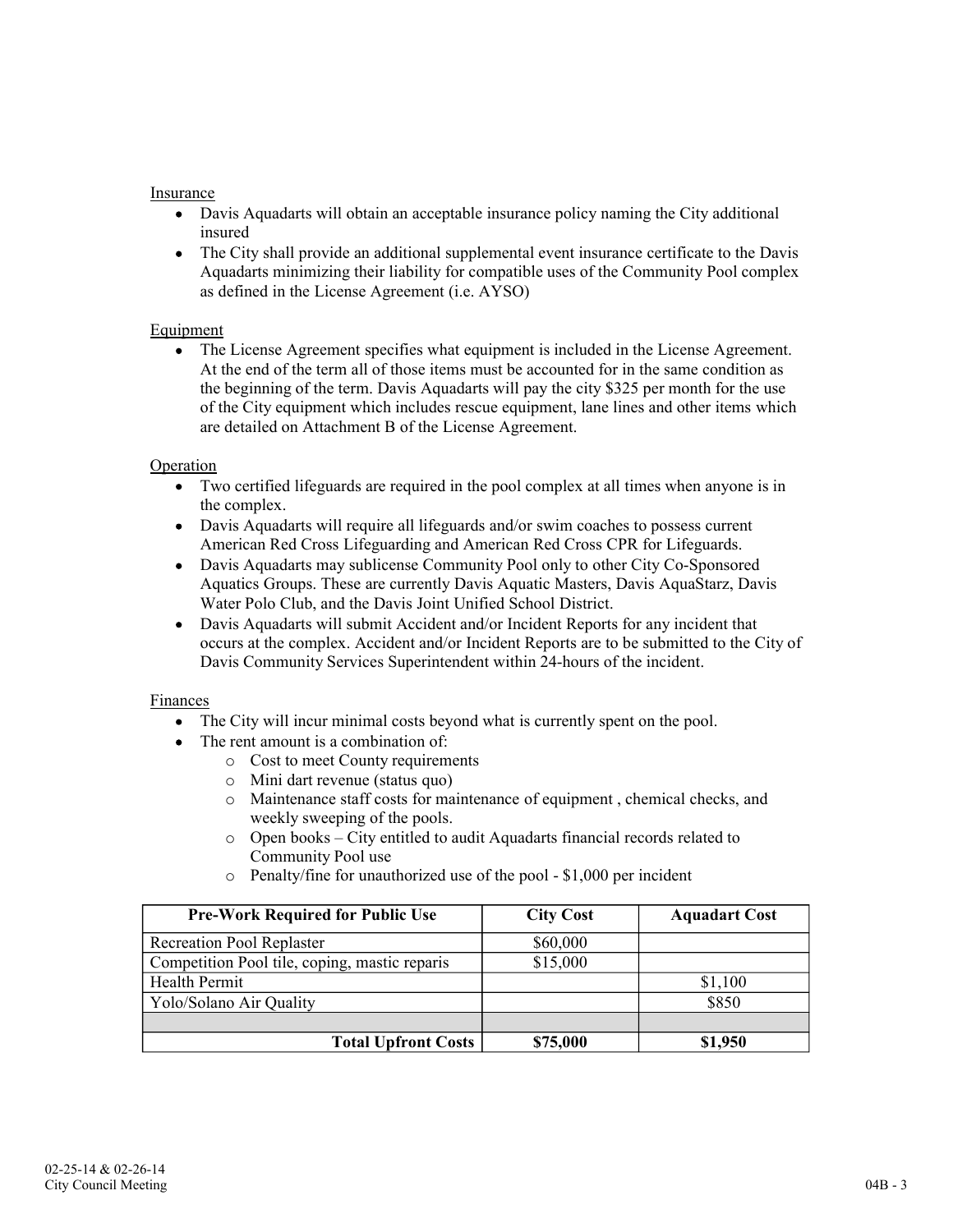Insurance

- Davis Aquadarts will obtain an acceptable insurance policy naming the City additional insured
- The City shall provide an additional supplemental event insurance certificate to the Davis Aquadarts minimizing their liability for compatible uses of the Community Pool complex as defined in the License Agreement (i.e. AYSO)

Equipment

- The License Agreement specifies what equipment is included in the License Agreement. At the end of the term all of those items must be accounted for in the same condition as the beginning of the term. Davis Aquadarts will pay the city $325 per month for the use of the City equipment which includes rescue equipment, lane lines and other items which are detailed on Attachment B of the License Agreement.

Operation

- Two certified lifeguards are required in the pool complex at all times when anyone is in the complex.
- Davis Aquadarts will require all lifeguards and/or swim coaches to possess current American Red Cross Lifeguarding and American Red Cross CPR for Lifeguards.
- Davis Aquadarts may sublicense Community Pool only to other City Co-Sponsored Aquatics Groups. These are currently Davis Aquatic Masters, Davis AquaStarz, Davis Water Polo Club, and the Davis Joint Unified School District.
- Davis Aquadarts will submit Accident and/or Incident Reports for any incident that occurs at the complex. Accident and/or Incident Reports are to be submitted to the City of Davis Community Services Superintendent within 24-hours of the incident.

Finances

- The City will incur minimal costs beyond what is currently spent on the pool.
- The rent amount is a combination of:
  - Cost to meet County requirements
  - Mini dart revenue (status quo)
  - Maintenance staff costs for maintenance of equipment , chemical checks, and weekly sweeping of the pools.
  - Open books – City entitled to audit Aquadarts financial records related to Community Pool use
  - Penalty/fine for unauthorized use of the pool - $1,000 per incident

| Pre-Work Required for Public Use | City Cost | Aquadart Cost |
|---|---|---|
| Recreation Pool Replaster | $60,000 | |
| Competition Pool tile, coping, mastic reparis | $15,000 | |
| Health Permit | | $1,100 |
| Yolo/Solano Air Quality | | $850 |
| | | |
| **Total Upfront Costs** | **$75,000** | **$1,950** |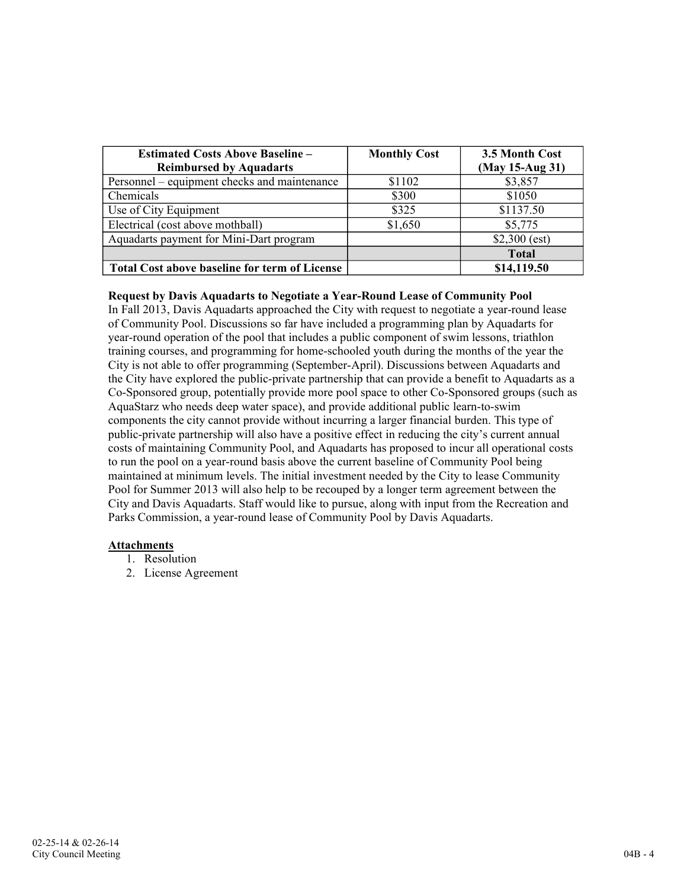| Estimated Costs Above Baseline – Reimbursed by Aquadarts | Monthly Cost | 3.5 Month Cost (May 15-Aug 31) |
|---|---|---|
| Personnel – equipment checks and maintenance | $1102 | $3,857 |
| Chemicals | $300 | $1050 |
| Use of City Equipment | $325 | $1137.50 |
| Electrical (cost above mothball) | $1,650 | $5,775 |
| Aquadarts payment for Mini-Dart program | | $2,300 (est) |
| | | **Total** |
| **Total Cost above baseline for term of License** | | **$14,119.50** |

**Request by Davis Aquadarts to Negotiate a Year-Round Lease of Community Pool**
In Fall 2013, Davis Aquadarts approached the City with request to negotiate a year-round lease of Community Pool. Discussions so far have included a programming plan by Aquadarts for year-round operation of the pool that includes a public component of swim lessons, triathlon training courses, and programming for home-schooled youth during the months of the year the City is not able to offer programming (September-April). Discussions between Aquadarts and the City have explored the public-private partnership that can provide a benefit to Aquadarts as a Co-Sponsored group, potentially provide more pool space to other Co-Sponsored groups (such as AquaStarz who needs deep water space), and provide additional public learn-to-swim components the city cannot provide without incurring a larger financial burden. This type of public-private partnership will also have a positive effect in reducing the city's current annual costs of maintaining Community Pool, and Aquadarts has proposed to incur all operational costs to run the pool on a year-round basis above the current baseline of Community Pool being maintained at minimum levels. The initial investment needed by the City to lease Community Pool for Summer 2013 will also help to be recouped by a longer term agreement between the City and Davis Aquadarts. Staff would like to pursue, along with input from the Recreation and Parks Commission, a year-round lease of Community Pool by Davis Aquadarts.

**<u>Attachments</u>**

1. Resolution
2. License Agreement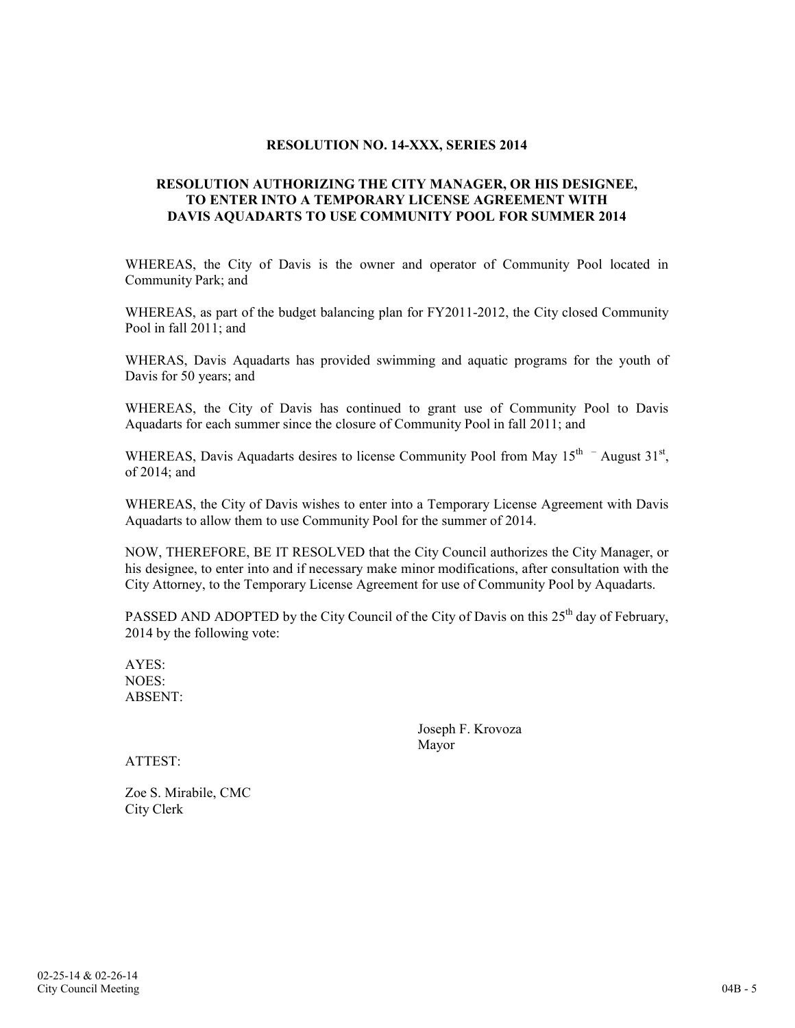**RESOLUTION NO. 14-XXX, SERIES 2014**

**RESOLUTION AUTHORIZING THE CITY MANAGER, OR HIS DESIGNEE, TO ENTER INTO A TEMPORARY LICENSE AGREEMENT WITH DAVIS AQUADARTS TO USE COMMUNITY POOL FOR SUMMER 2014**

WHEREAS, the City of Davis is the owner and operator of Community Pool located in Community Park; and

WHEREAS, as part of the budget balancing plan for FY2011-2012, the City closed Community Pool in fall 2011; and

WHERAS, Davis Aquadarts has provided swimming and aquatic programs for the youth of Davis for 50 years; and

WHEREAS, the City of Davis has continued to grant use of Community Pool to Davis Aquadarts for each summer since the closure of Community Pool in fall 2011; and

WHEREAS, Davis Aquadarts desires to license Community Pool from May 15th – August 31st, of 2014; and

WHEREAS, the City of Davis wishes to enter into a Temporary License Agreement with Davis Aquadarts to allow them to use Community Pool for the summer of 2014.

NOW, THEREFORE, BE IT RESOLVED that the City Council authorizes the City Manager, or his designee, to enter into and if necessary make minor modifications, after consultation with the City Attorney, to the Temporary License Agreement for use of Community Pool by Aquadarts.

PASSED AND ADOPTED by the City Council of the City of Davis on this 25th day of February, 2014 by the following vote:

AYES:
NOES:
ABSENT:

Joseph F. Krovoza
Mayor

ATTEST:

Zoe S. Mirabile, CMC
City Clerk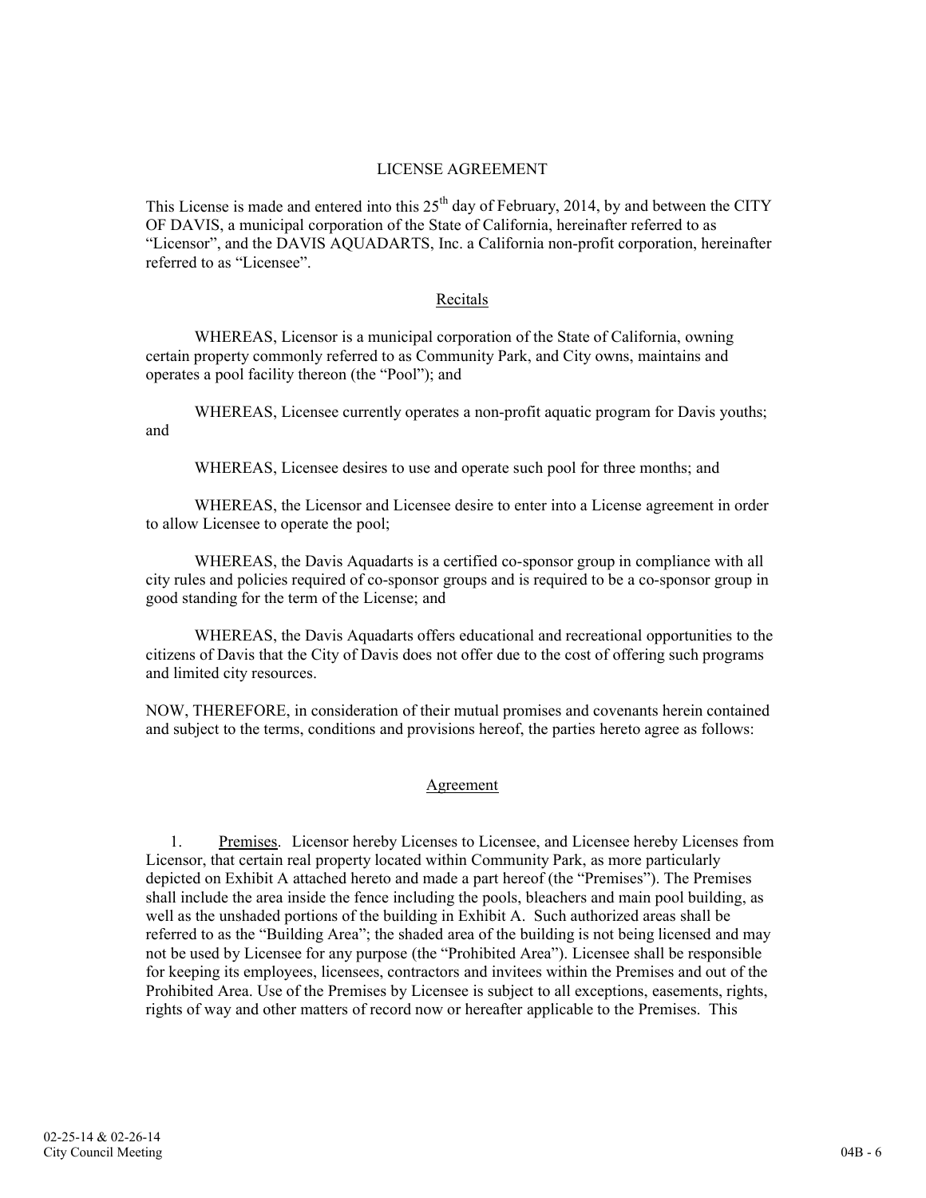# LICENSE AGREEMENT

This License is made and entered into this 25th day of February, 2014, by and between the CITY OF DAVIS, a municipal corporation of the State of California, hereinafter referred to as "Licensor", and the DAVIS AQUADARTS, Inc. a California non-profit corporation, hereinafter referred to as "Licensee".

## Recitals

WHEREAS, Licensor is a municipal corporation of the State of California, owning certain property commonly referred to as Community Park, and City owns, maintains and operates a pool facility thereon (the "Pool"); and

WHEREAS, Licensee currently operates a non-profit aquatic program for Davis youths; and

WHEREAS, Licensee desires to use and operate such pool for three months; and

WHEREAS, the Licensor and Licensee desire to enter into a License agreement in order to allow Licensee to operate the pool;

WHEREAS, the Davis Aquadarts is a certified co-sponsor group in compliance with all city rules and policies required of co-sponsor groups and is required to be a co-sponsor group in good standing for the term of the License; and

WHEREAS, the Davis Aquadarts offers educational and recreational opportunities to the citizens of Davis that the City of Davis does not offer due to the cost of offering such programs and limited city resources.

NOW, THEREFORE, in consideration of their mutual promises and covenants herein contained and subject to the terms, conditions and provisions hereof, the parties hereto agree as follows:

## Agreement

1. Premises. Licensor hereby Licenses to Licensee, and Licensee hereby Licenses from Licensor, that certain real property located within Community Park, as more particularly depicted on Exhibit A attached hereto and made a part hereof (the "Premises"). The Premises shall include the area inside the fence including the pools, bleachers and main pool building, as well as the unshaded portions of the building in Exhibit A. Such authorized areas shall be referred to as the "Building Area"; the shaded area of the building is not being licensed and may not be used by Licensee for any purpose (the "Prohibited Area"). Licensee shall be responsible for keeping its employees, licensees, contractors and invitees within the Premises and out of the Prohibited Area. Use of the Premises by Licensee is subject to all exceptions, easements, rights, rights of way and other matters of record now or hereafter applicable to the Premises. This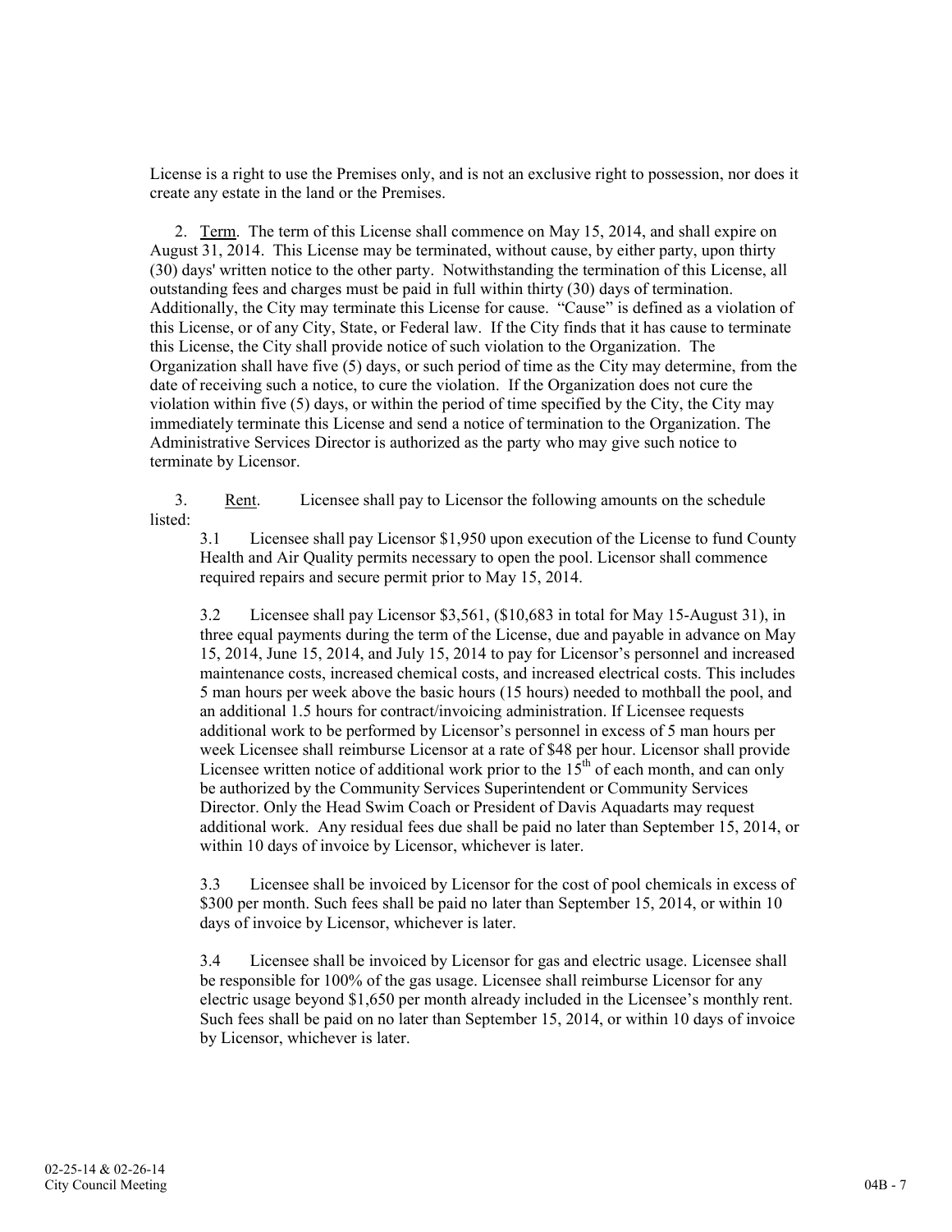License is a right to use the Premises only, and is not an exclusive right to possession, nor does it create any estate in the land or the Premises.

2. Term. The term of this License shall commence on May 15, 2014, and shall expire on August 31, 2014. This License may be terminated, without cause, by either party, upon thirty (30) days' written notice to the other party. Notwithstanding the termination of this License, all outstanding fees and charges must be paid in full within thirty (30) days of termination. Additionally, the City may terminate this License for cause. "Cause" is defined as a violation of this License, or of any City, State, or Federal law. If the City finds that it has cause to terminate this License, the City shall provide notice of such violation to the Organization. The Organization shall have five (5) days, or such period of time as the City may determine, from the date of receiving such a notice, to cure the violation. If the Organization does not cure the violation within five (5) days, or within the period of time specified by the City, the City may immediately terminate this License and send a notice of termination to the Organization. The Administrative Services Director is authorized as the party who may give such notice to terminate by Licensor.

3. Rent. Licensee shall pay to Licensor the following amounts on the schedule listed:

3.1 Licensee shall pay Licensor $1,950 upon execution of the License to fund County Health and Air Quality permits necessary to open the pool. Licensor shall commence required repairs and secure permit prior to May 15, 2014.

3.2 Licensee shall pay Licensor $3,561, ($10,683 in total for May 15-August 31), in three equal payments during the term of the License, due and payable in advance on May 15, 2014, June 15, 2014, and July 15, 2014 to pay for Licensor's personnel and increased maintenance costs, increased chemical costs, and increased electrical costs. This includes 5 man hours per week above the basic hours (15 hours) needed to mothball the pool, and an additional 1.5 hours for contract/invoicing administration. If Licensee requests additional work to be performed by Licensor's personnel in excess of 5 man hours per week Licensee shall reimburse Licensor at a rate of $48 per hour. Licensor shall provide Licensee written notice of additional work prior to the 15th of each month, and can only be authorized by the Community Services Superintendent or Community Services Director. Only the Head Swim Coach or President of Davis Aquadarts may request additional work. Any residual fees due shall be paid no later than September 15, 2014, or within 10 days of invoice by Licensor, whichever is later.

3.3 Licensee shall be invoiced by Licensor for the cost of pool chemicals in excess of $300 per month. Such fees shall be paid no later than September 15, 2014, or within 10 days of invoice by Licensor, whichever is later.

3.4 Licensee shall be invoiced by Licensor for gas and electric usage. Licensee shall be responsible for 100% of the gas usage. Licensee shall reimburse Licensor for any electric usage beyond $1,650 per month already included in the Licensee's monthly rent. Such fees shall be paid on no later than September 15, 2014, or within 10 days of invoice by Licensor, whichever is later.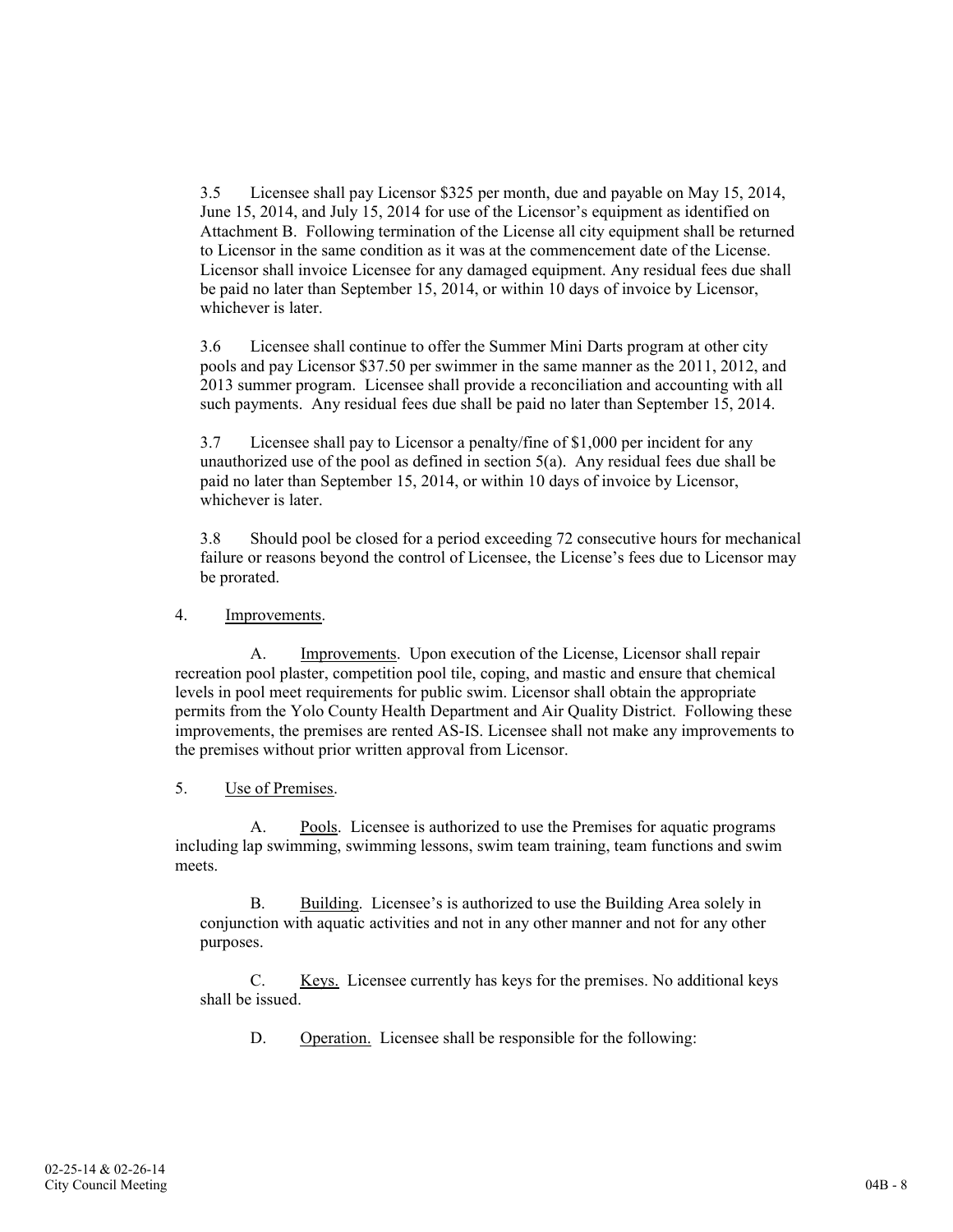3.5 Licensee shall pay Licensor $325 per month, due and payable on May 15, 2014, June 15, 2014, and July 15, 2014 for use of the Licensor's equipment as identified on Attachment B. Following termination of the License all city equipment shall be returned to Licensor in the same condition as it was at the commencement date of the License. Licensor shall invoice Licensee for any damaged equipment. Any residual fees due shall be paid no later than September 15, 2014, or within 10 days of invoice by Licensor, whichever is later.

3.6 Licensee shall continue to offer the Summer Mini Darts program at other city pools and pay Licensor $37.50 per swimmer in the same manner as the 2011, 2012, and 2013 summer program. Licensee shall provide a reconciliation and accounting with all such payments. Any residual fees due shall be paid no later than September 15, 2014.

3.7 Licensee shall pay to Licensor a penalty/fine of $1,000 per incident for any unauthorized use of the pool as defined in section 5(a). Any residual fees due shall be paid no later than September 15, 2014, or within 10 days of invoice by Licensor, whichever is later.

3.8 Should pool be closed for a period exceeding 72 consecutive hours for mechanical failure or reasons beyond the control of Licensee, the License's fees due to Licensor may be prorated.

4. Improvements.

A. Improvements. Upon execution of the License, Licensor shall repair recreation pool plaster, competition pool tile, coping, and mastic and ensure that chemical levels in pool meet requirements for public swim. Licensor shall obtain the appropriate permits from the Yolo County Health Department and Air Quality District. Following these improvements, the premises are rented AS-IS. Licensee shall not make any improvements to the premises without prior written approval from Licensor.

5. Use of Premises.

A. Pools. Licensee is authorized to use the Premises for aquatic programs including lap swimming, swimming lessons, swim team training, team functions and swim meets.

B. Building. Licensee's is authorized to use the Building Area solely in conjunction with aquatic activities and not in any other manner and not for any other purposes.

C. Keys. Licensee currently has keys for the premises. No additional keys shall be issued.

D. Operation. Licensee shall be responsible for the following: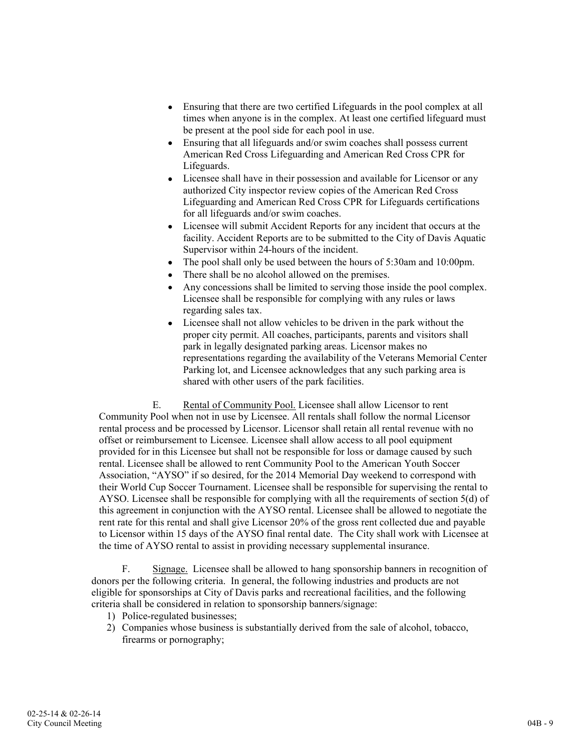- Ensuring that there are two certified Lifeguards in the pool complex at all times when anyone is in the complex. At least one certified lifeguard must be present at the pool side for each pool in use.
- Ensuring that all lifeguards and/or swim coaches shall possess current American Red Cross Lifeguarding and American Red Cross CPR for Lifeguards.
- Licensee shall have in their possession and available for Licensor or any authorized City inspector review copies of the American Red Cross Lifeguarding and American Red Cross CPR for Lifeguards certifications for all lifeguards and/or swim coaches.
- Licensee will submit Accident Reports for any incident that occurs at the facility. Accident Reports are to be submitted to the City of Davis Aquatic Supervisor within 24-hours of the incident.
- The pool shall only be used between the hours of 5:30am and 10:00pm.
- There shall be no alcohol allowed on the premises.
- Any concessions shall be limited to serving those inside the pool complex. Licensee shall be responsible for complying with any rules or laws regarding sales tax.
- Licensee shall not allow vehicles to be driven in the park without the proper city permit. All coaches, participants, parents and visitors shall park in legally designated parking areas. Licensor makes no representations regarding the availability of the Veterans Memorial Center Parking lot, and Licensee acknowledges that any such parking area is shared with other users of the park facilities.

E. Rental of Community Pool. Licensee shall allow Licensor to rent Community Pool when not in use by Licensee. All rentals shall follow the normal Licensor rental process and be processed by Licensor. Licensor shall retain all rental revenue with no offset or reimbursement to Licensee. Licensee shall allow access to all pool equipment provided for in this Licensee but shall not be responsible for loss or damage caused by such rental. Licensee shall be allowed to rent Community Pool to the American Youth Soccer Association, "AYSO" if so desired, for the 2014 Memorial Day weekend to correspond with their World Cup Soccer Tournament. Licensee shall be responsible for supervising the rental to AYSO. Licensee shall be responsible for complying with all the requirements of section 5(d) of this agreement in conjunction with the AYSO rental. Licensee shall be allowed to negotiate the rent rate for this rental and shall give Licensor 20% of the gross rent collected due and payable to Licensor within 15 days of the AYSO final rental date. The City shall work with Licensee at the time of AYSO rental to assist in providing necessary supplemental insurance.

F. Signage. Licensee shall be allowed to hang sponsorship banners in recognition of donors per the following criteria. In general, the following industries and products are not eligible for sponsorships at City of Davis parks and recreational facilities, and the following criteria shall be considered in relation to sponsorship banners/signage:

1) Police-regulated businesses;
2) Companies whose business is substantially derived from the sale of alcohol, tobacco, firearms or pornography;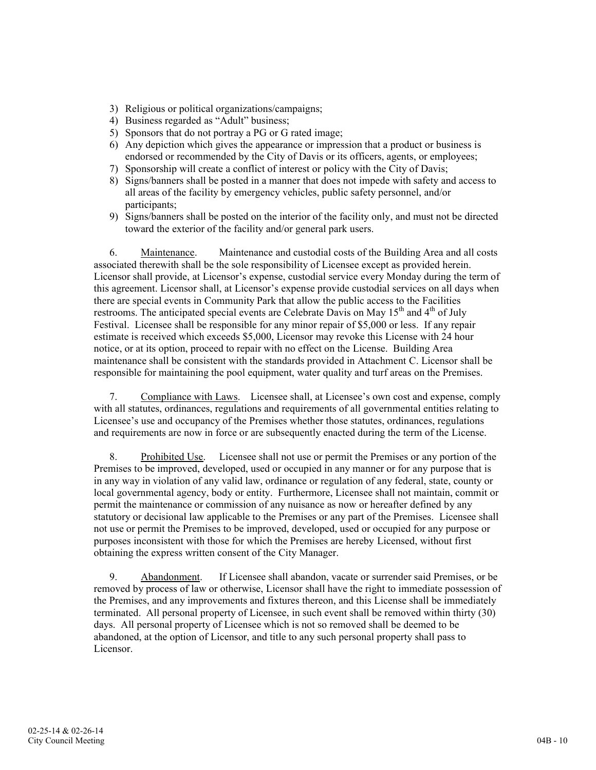3) Religious or political organizations/campaigns;
4) Business regarded as "Adult" business;
5) Sponsors that do not portray a PG or G rated image;
6) Any depiction which gives the appearance or impression that a product or business is endorsed or recommended by the City of Davis or its officers, agents, or employees;
7) Sponsorship will create a conflict of interest or policy with the City of Davis;
8) Signs/banners shall be posted in a manner that does not impede with safety and access to all areas of the facility by emergency vehicles, public safety personnel, and/or participants;
9) Signs/banners shall be posted on the interior of the facility only, and must not be directed toward the exterior of the facility and/or general park users.

6. Maintenance. Maintenance and custodial costs of the Building Area and all costs associated therewith shall be the sole responsibility of Licensee except as provided herein. Licensor shall provide, at Licensor's expense, custodial service every Monday during the term of this agreement. Licensor shall, at Licensor's expense provide custodial services on all days when there are special events in Community Park that allow the public access to the Facilities restrooms. The anticipated special events are Celebrate Davis on May 15th and 4th of July Festival. Licensee shall be responsible for any minor repair of $5,000 or less. If any repair estimate is received which exceeds $5,000, Licensor may revoke this License with 24 hour notice, or at its option, proceed to repair with no effect on the License. Building Area maintenance shall be consistent with the standards provided in Attachment C. Licensor shall be responsible for maintaining the pool equipment, water quality and turf areas on the Premises.

7. Compliance with Laws. Licensee shall, at Licensee's own cost and expense, comply with all statutes, ordinances, regulations and requirements of all governmental entities relating to Licensee's use and occupancy of the Premises whether those statutes, ordinances, regulations and requirements are now in force or are subsequently enacted during the term of the License.

8. Prohibited Use. Licensee shall not use or permit the Premises or any portion of the Premises to be improved, developed, used or occupied in any manner or for any purpose that is in any way in violation of any valid law, ordinance or regulation of any federal, state, county or local governmental agency, body or entity. Furthermore, Licensee shall not maintain, commit or permit the maintenance or commission of any nuisance as now or hereafter defined by any statutory or decisional law applicable to the Premises or any part of the Premises. Licensee shall not use or permit the Premises to be improved, developed, used or occupied for any purpose or purposes inconsistent with those for which the Premises are hereby Licensed, without first obtaining the express written consent of the City Manager.

9. Abandonment. If Licensee shall abandon, vacate or surrender said Premises, or be removed by process of law or otherwise, Licensor shall have the right to immediate possession of the Premises, and any improvements and fixtures thereon, and this License shall be immediately terminated. All personal property of Licensee, in such event shall be removed within thirty (30) days. All personal property of Licensee which is not so removed shall be deemed to be abandoned, at the option of Licensor, and title to any such personal property shall pass to Licensor.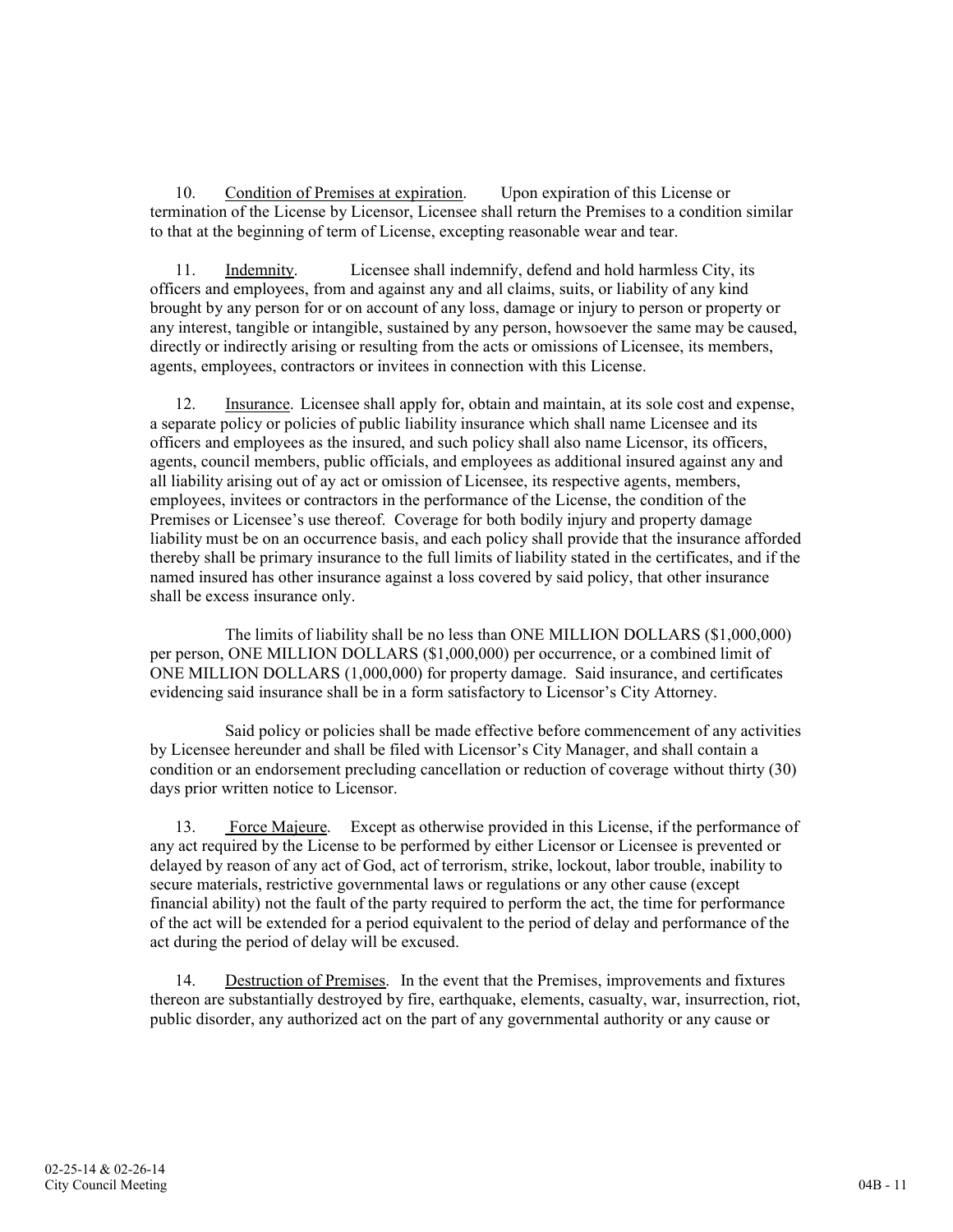10. Condition of Premises at expiration. Upon expiration of this License or termination of the License by Licensor, Licensee shall return the Premises to a condition similar to that at the beginning of term of License, excepting reasonable wear and tear.

11. Indemnity. Licensee shall indemnify, defend and hold harmless City, its officers and employees, from and against any and all claims, suits, or liability of any kind brought by any person for or on account of any loss, damage or injury to person or property or any interest, tangible or intangible, sustained by any person, howsoever the same may be caused, directly or indirectly arising or resulting from the acts or omissions of Licensee, its members, agents, employees, contractors or invitees in connection with this License.

12. Insurance. Licensee shall apply for, obtain and maintain, at its sole cost and expense, a separate policy or policies of public liability insurance which shall name Licensee and its officers and employees as the insured, and such policy shall also name Licensor, its officers, agents, council members, public officials, and employees as additional insured against any and all liability arising out of ay act or omission of Licensee, its respective agents, members, employees, invitees or contractors in the performance of the License, the condition of the Premises or Licensee's use thereof. Coverage for both bodily injury and property damage liability must be on an occurrence basis, and each policy shall provide that the insurance afforded thereby shall be primary insurance to the full limits of liability stated in the certificates, and if the named insured has other insurance against a loss covered by said policy, that other insurance shall be excess insurance only.

The limits of liability shall be no less than ONE MILLION DOLLARS ($1,000,000) per person, ONE MILLION DOLLARS ($1,000,000) per occurrence, or a combined limit of ONE MILLION DOLLARS (1,000,000) for property damage. Said insurance, and certificates evidencing said insurance shall be in a form satisfactory to Licensor's City Attorney.

Said policy or policies shall be made effective before commencement of any activities by Licensee hereunder and shall be filed with Licensor's City Manager, and shall contain a condition or an endorsement precluding cancellation or reduction of coverage without thirty (30) days prior written notice to Licensor.

13. Force Majeure. Except as otherwise provided in this License, if the performance of any act required by the License to be performed by either Licensor or Licensee is prevented or delayed by reason of any act of God, act of terrorism, strike, lockout, labor trouble, inability to secure materials, restrictive governmental laws or regulations or any other cause (except financial ability) not the fault of the party required to perform the act, the time for performance of the act will be extended for a period equivalent to the period of delay and performance of the act during the period of delay will be excused.

14. Destruction of Premises. In the event that the Premises, improvements and fixtures thereon are substantially destroyed by fire, earthquake, elements, casualty, war, insurrection, riot, public disorder, any authorized act on the part of any governmental authority or any cause or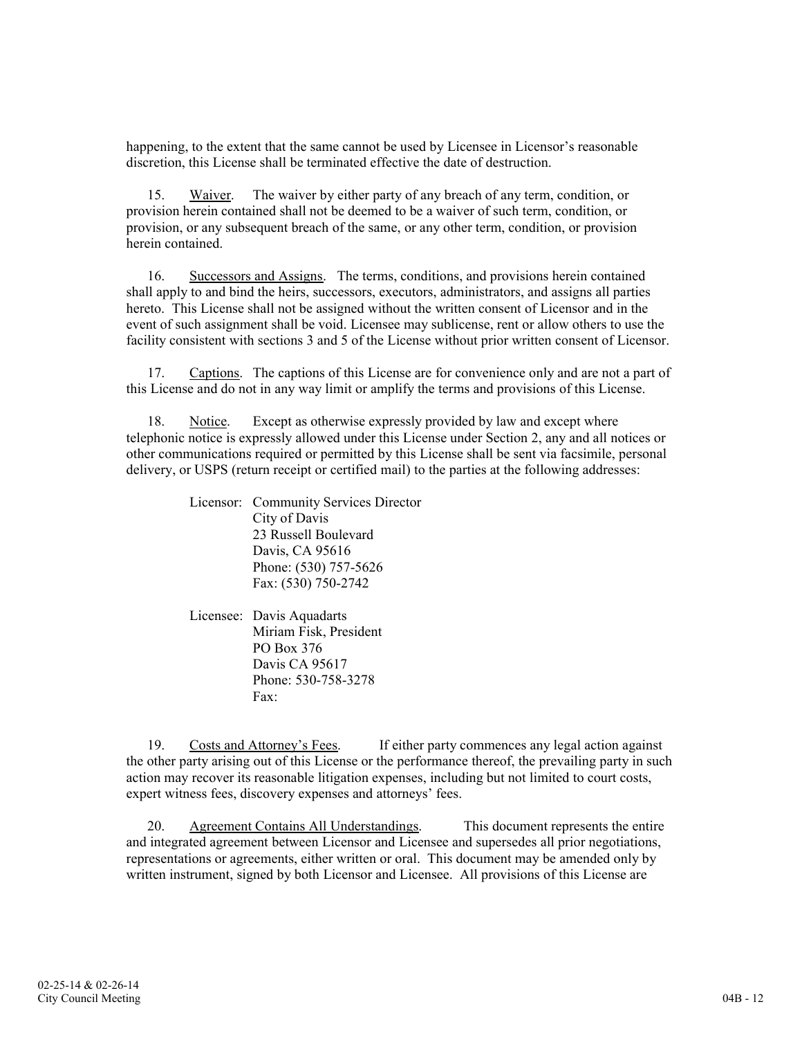happening, to the extent that the same cannot be used by Licensee in Licensor's reasonable discretion, this License shall be terminated effective the date of destruction.

15. Waiver. The waiver by either party of any breach of any term, condition, or provision herein contained shall not be deemed to be a waiver of such term, condition, or provision, or any subsequent breach of the same, or any other term, condition, or provision herein contained.

16. Successors and Assigns. The terms, conditions, and provisions herein contained shall apply to and bind the heirs, successors, executors, administrators, and assigns all parties hereto. This License shall not be assigned without the written consent of Licensor and in the event of such assignment shall be void. Licensee may sublicense, rent or allow others to use the facility consistent with sections 3 and 5 of the License without prior written consent of Licensor.

17. Captions. The captions of this License are for convenience only and are not a part of this License and do not in any way limit or amplify the terms and provisions of this License.

18. Notice. Except as otherwise expressly provided by law and except where telephonic notice is expressly allowed under this License under Section 2, any and all notices or other communications required or permitted by this License shall be sent via facsimile, personal delivery, or USPS (return receipt or certified mail) to the parties at the following addresses:

Licensor: Community Services Director
City of Davis
23 Russell Boulevard
Davis, CA 95616
Phone: (530) 757-5626
Fax: (530) 750-2742

Licensee: Davis Aquadarts
Miriam Fisk, President
PO Box 376
Davis CA 95617
Phone: 530-758-3278
Fax:

19. Costs and Attorney's Fees. If either party commences any legal action against the other party arising out of this License or the performance thereof, the prevailing party in such action may recover its reasonable litigation expenses, including but not limited to court costs, expert witness fees, discovery expenses and attorneys' fees.

20. Agreement Contains All Understandings. This document represents the entire and integrated agreement between Licensor and Licensee and supersedes all prior negotiations, representations or agreements, either written or oral. This document may be amended only by written instrument, signed by both Licensor and Licensee. All provisions of this License are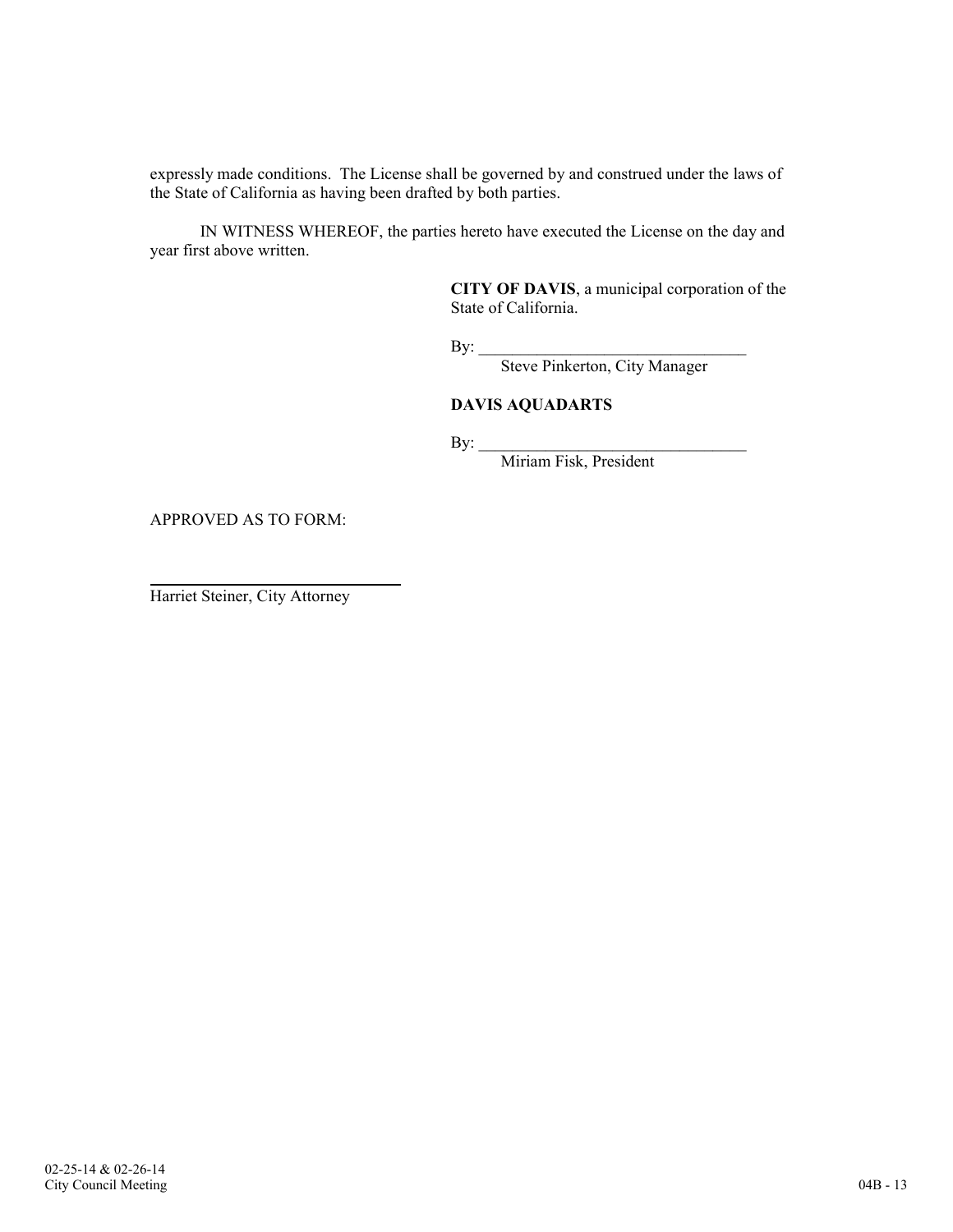expressly made conditions. The License shall be governed by and construed under the laws of the State of California as having been drafted by both parties.

IN WITNESS WHEREOF, the parties hereto have executed the License on the day and year first above written.

**CITY OF DAVIS**, a municipal corporation of the State of California.

By: ________________________________
Steve Pinkerton, City Manager

**DAVIS AQUADARTS**

By: ________________________________
Miriam Fisk, President

APPROVED AS TO FORM:

________________________________
Harriet Steiner, City Attorney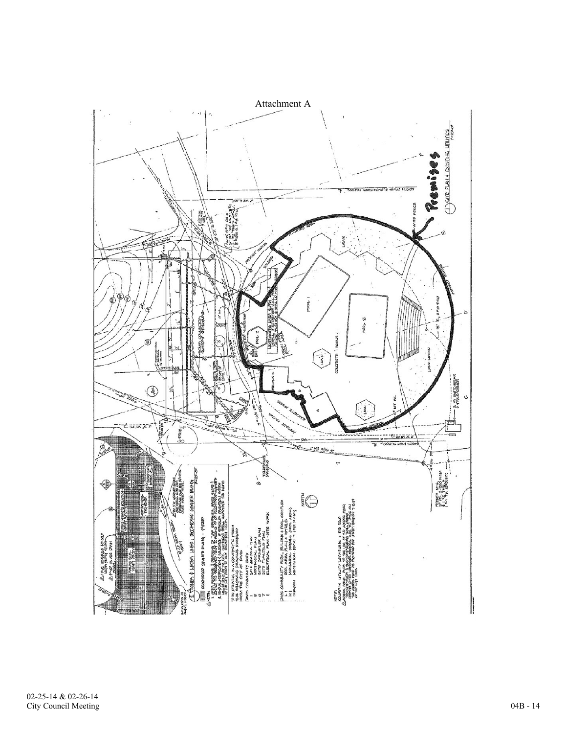Attachment A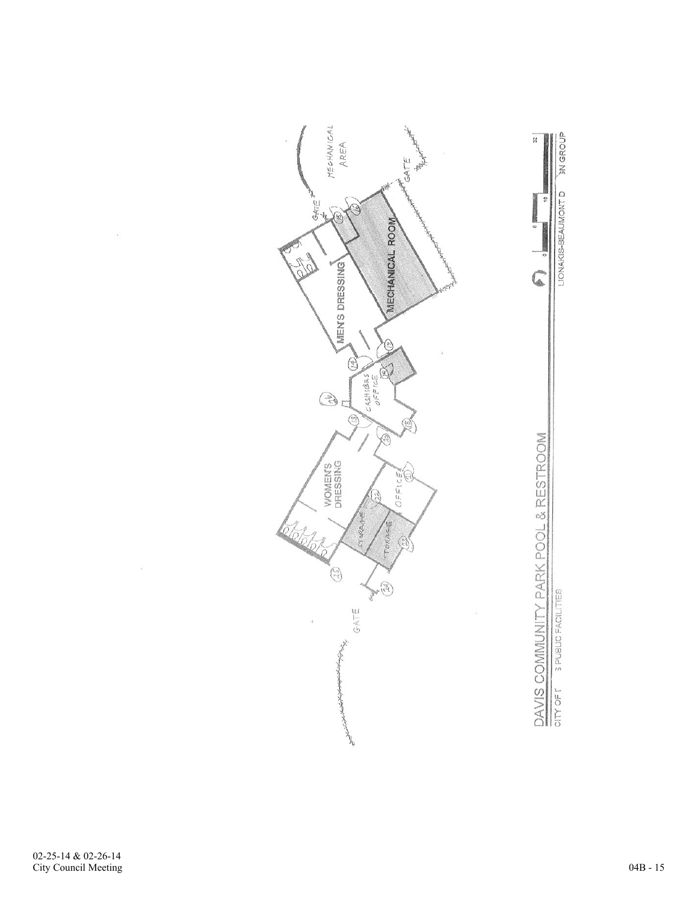MECHANICAL AREA

GATE

GATE

MEN'S DRESSING

MECHANICAL ROOM

CASHIERS OFFICE

WOMEN'S DRESSING

OFFICE

STORAGE

STORAGE

GATE

DAVIS COMMUNITY PARK POOL & RESTROOM

CITY OF [ ]S PUBLIC FACILITIES

LIONAKIS-BEAUMONT D[ ]GN GROUP

02-25-14 & 02-26-14
City Council Meeting

04B - 15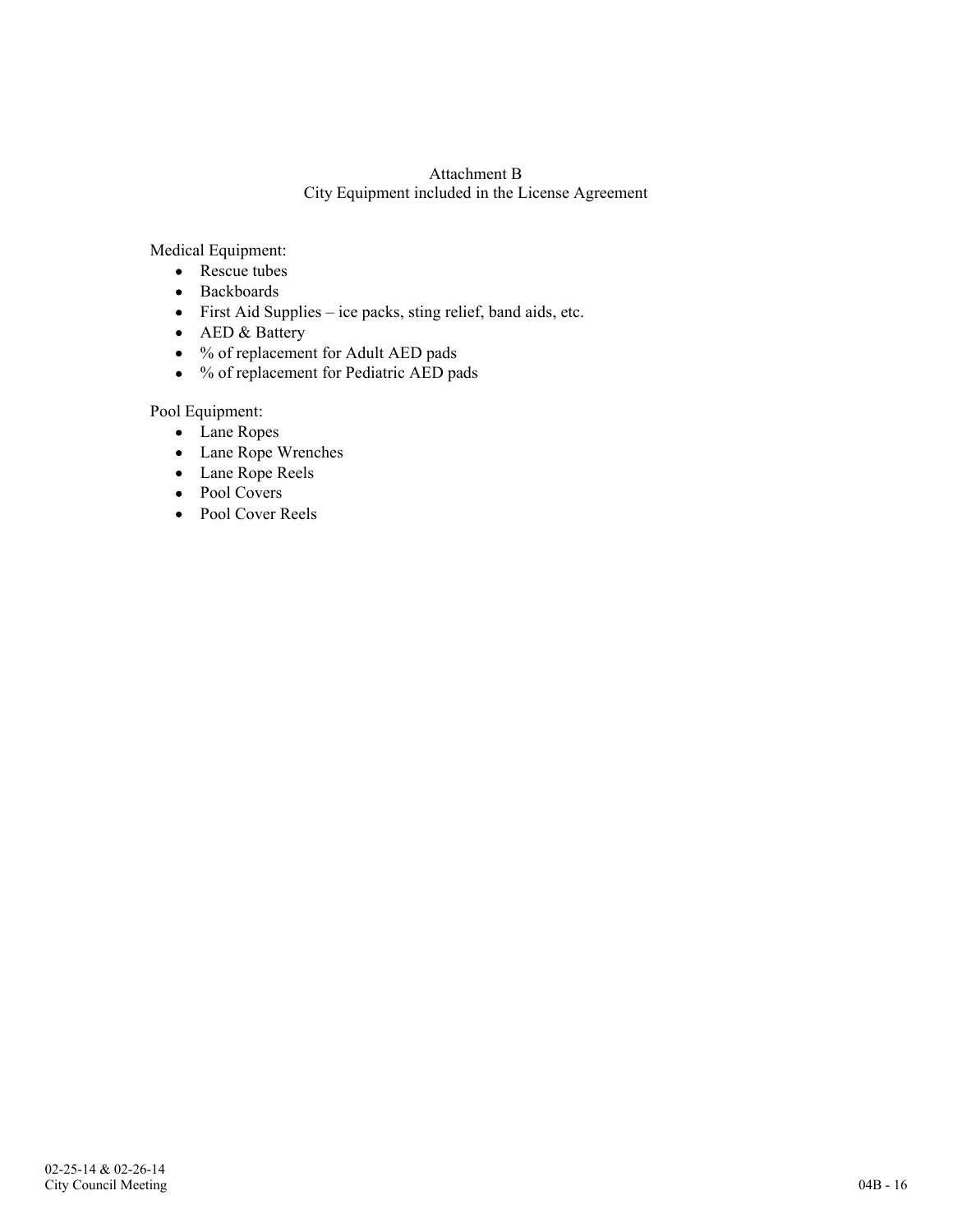# Attachment B
## City Equipment included in the License Agreement

Medical Equipment:

- Rescue tubes
- Backboards
- First Aid Supplies – ice packs, sting relief, band aids, etc.
- AED & Battery
- % of replacement for Adult AED pads
- % of replacement for Pediatric AED pads

Pool Equipment:

- Lane Ropes
- Lane Rope Wrenches
- Lane Rope Reels
- Pool Covers
- Pool Cover Reels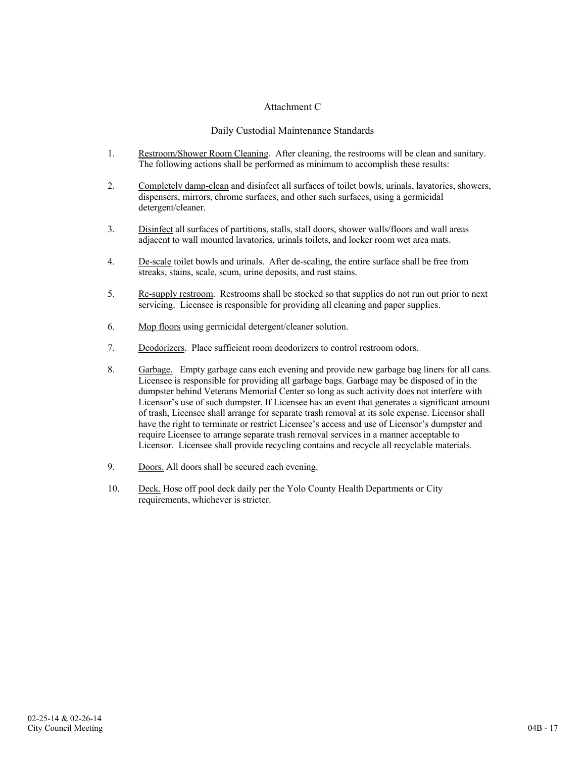Attachment C

Daily Custodial Maintenance Standards

1. Restroom/Shower Room Cleaning. After cleaning, the restrooms will be clean and sanitary. The following actions shall be performed as minimum to accomplish these results:

2. Completely damp-clean and disinfect all surfaces of toilet bowls, urinals, lavatories, showers, dispensers, mirrors, chrome surfaces, and other such surfaces, using a germicidal detergent/cleaner.

3. Disinfect all surfaces of partitions, stalls, stall doors, shower walls/floors and wall areas adjacent to wall mounted lavatories, urinals toilets, and locker room wet area mats.

4. De-scale toilet bowls and urinals. After de-scaling, the entire surface shall be free from streaks, stains, scale, scum, urine deposits, and rust stains.

5. Re-supply restroom. Restrooms shall be stocked so that supplies do not run out prior to next servicing. Licensee is responsible for providing all cleaning and paper supplies.

6. Mop floors using germicidal detergent/cleaner solution.

7. Deodorizers. Place sufficient room deodorizers to control restroom odors.

8. Garbage. Empty garbage cans each evening and provide new garbage bag liners for all cans. Licensee is responsible for providing all garbage bags. Garbage may be disposed of in the dumpster behind Veterans Memorial Center so long as such activity does not interfere with Licensor's use of such dumpster. If Licensee has an event that generates a significant amount of trash, Licensee shall arrange for separate trash removal at its sole expense. Licensor shall have the right to terminate or restrict Licensee's access and use of Licensor's dumpster and require Licensee to arrange separate trash removal services in a manner acceptable to Licensor. Licensee shall provide recycling contains and recycle all recyclable materials.

9. Doors. All doors shall be secured each evening.

10. Deck. Hose off pool deck daily per the Yolo County Health Departments or City requirements, whichever is stricter.